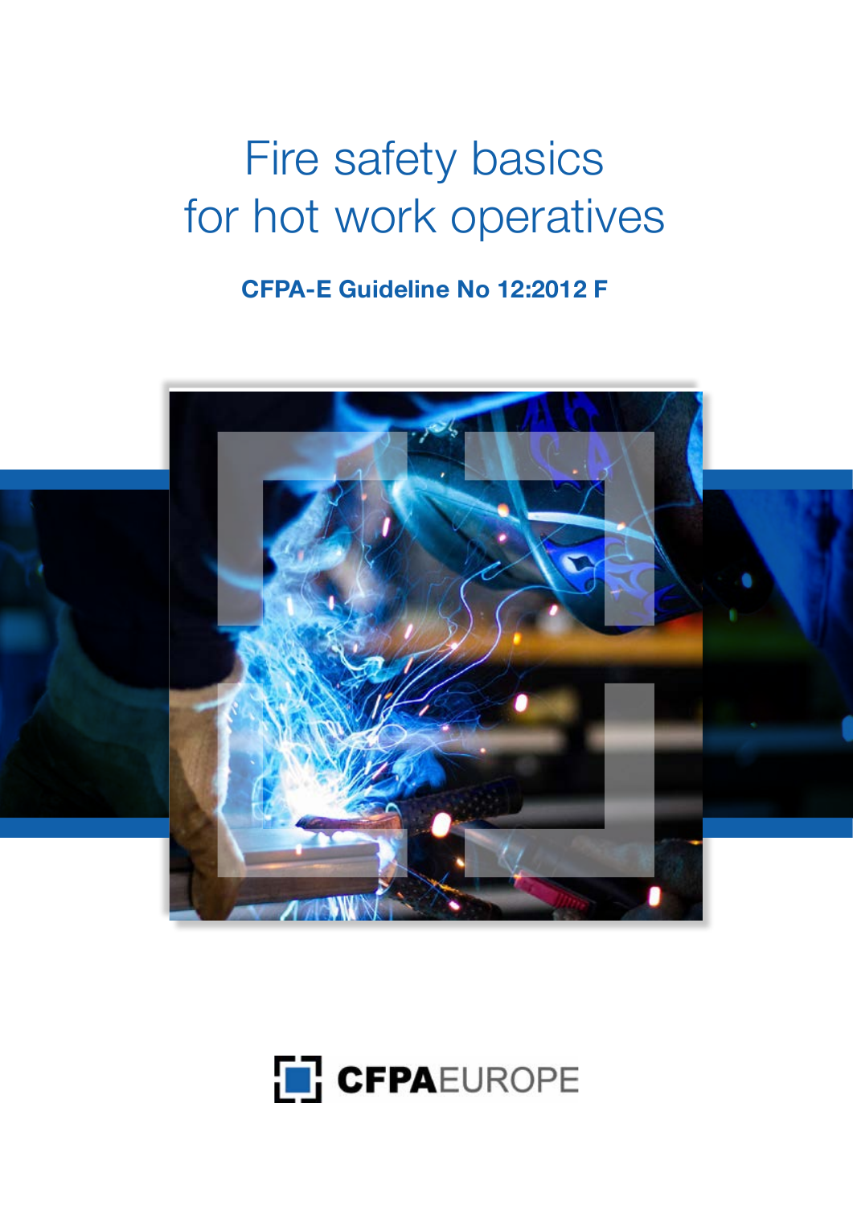# Fire safety basics for hot work operatives

**CFPA-E Guideline No 12:2012 F**

CFPAEUROPE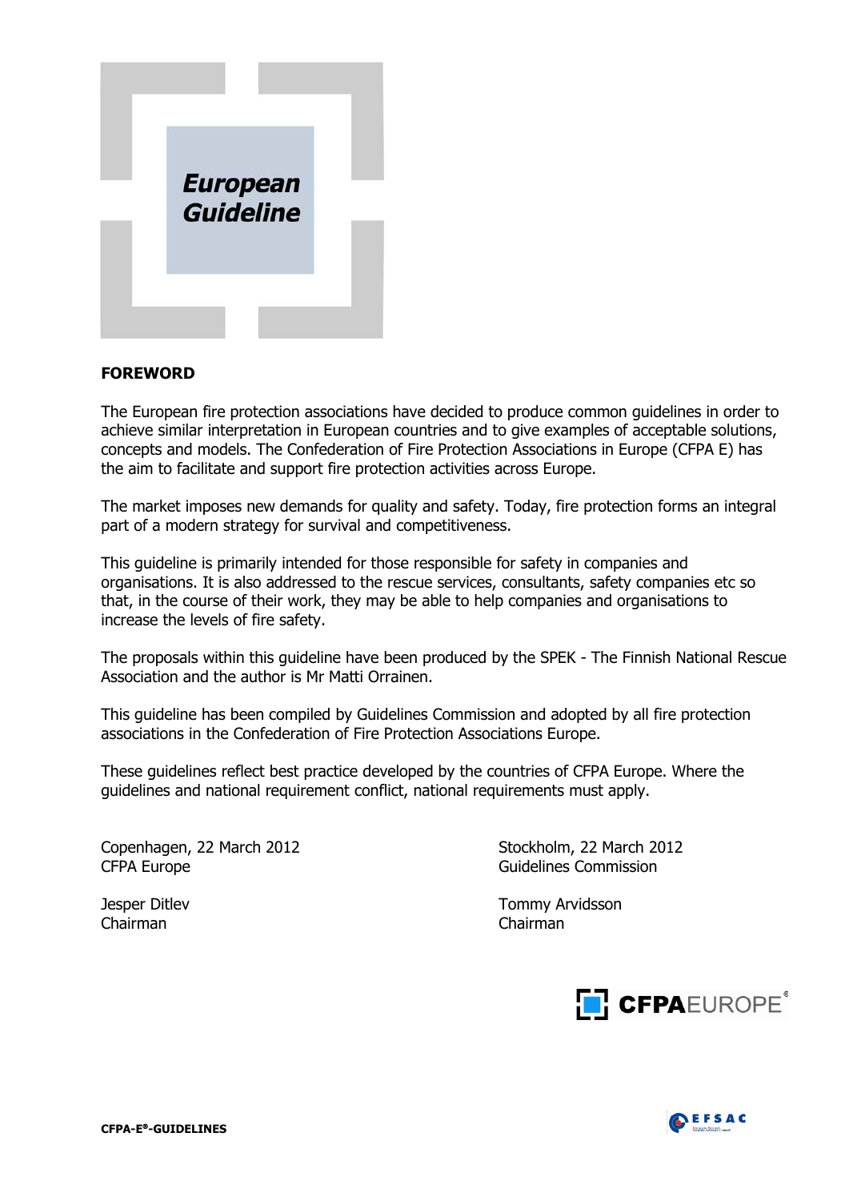**European Guideline**

**FOREWORD**

The European fire protection associations have decided to produce common guidelines in order to achieve similar interpretation in European countries and to give examples of acceptable solutions, concepts and models. The Confederation of Fire Protection Associations in Europe (CFPA E) has the aim to facilitate and support fire protection activities across Europe.

The market imposes new demands for quality and safety. Today, fire protection forms an integral part of a modern strategy for survival and competitiveness.

This guideline is primarily intended for those responsible for safety in companies and organisations. It is also addressed to the rescue services, consultants, safety companies etc so that, in the course of their work, they may be able to help companies and organisations to increase the levels of fire safety.

The proposals within this guideline have been produced by the SPEK - The Finnish National Rescue Association and the author is Mr Matti Orrainen.

This guideline has been compiled by Guidelines Commission and adopted by all fire protection associations in the Confederation of Fire Protection Associations Europe.

These guidelines reflect best practice developed by the countries of CFPA Europe. Where the guidelines and national requirement conflict, national requirements must apply.

Copenhagen, 22 March 2012
CFPA Europe

Jesper Ditlev
Chairman

Stockholm, 22 March 2012
Guidelines Commission

Tommy Arvidsson
Chairman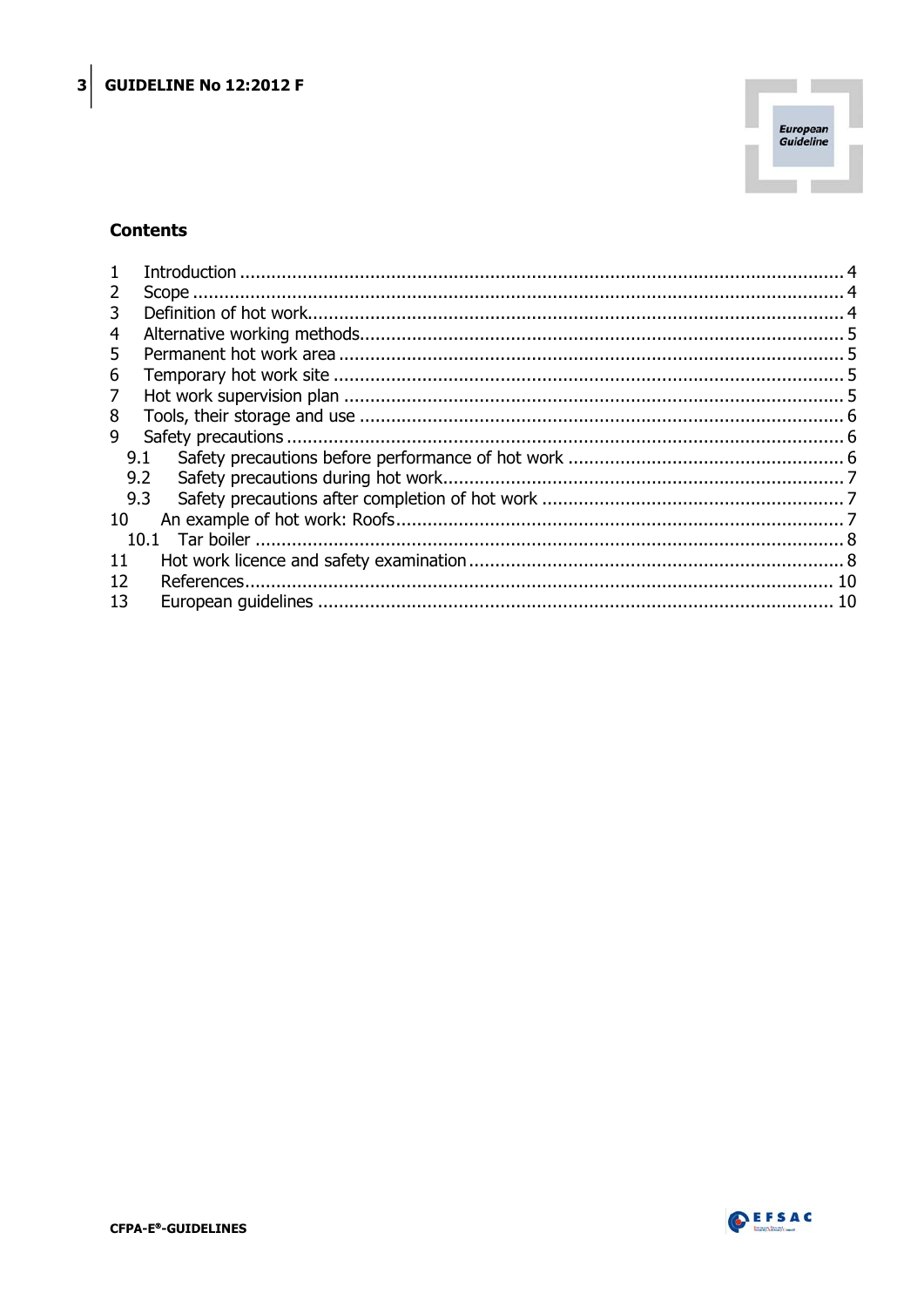## Contents

1 Introduction ..................................................................................................... 4
2 Scope ............................................................................................................. 4
3 Definition of hot work....................................................................................... 4
4 Alternative working methods............................................................................. 5
5 Permanent hot work area ................................................................................. 5
6 Temporary hot work site .................................................................................. 5
7 Hot work supervision plan ................................................................................ 5
8 Tools, their storage and use ............................................................................. 6
9 Safety precautions ........................................................................................... 6
  9.1 Safety precautions before performance of hot work ...................................... 6
  9.2 Safety precautions during hot work............................................................. 7
  9.3 Safety precautions after completion of hot work ........................................... 7
10 An example of hot work: Roofs...................................................................... 7
  10.1 Tar boiler ................................................................................................. 8
11 Hot work licence and safety examination ........................................................ 8
12 References.................................................................................................. 10
13 European guidelines .................................................................................... 10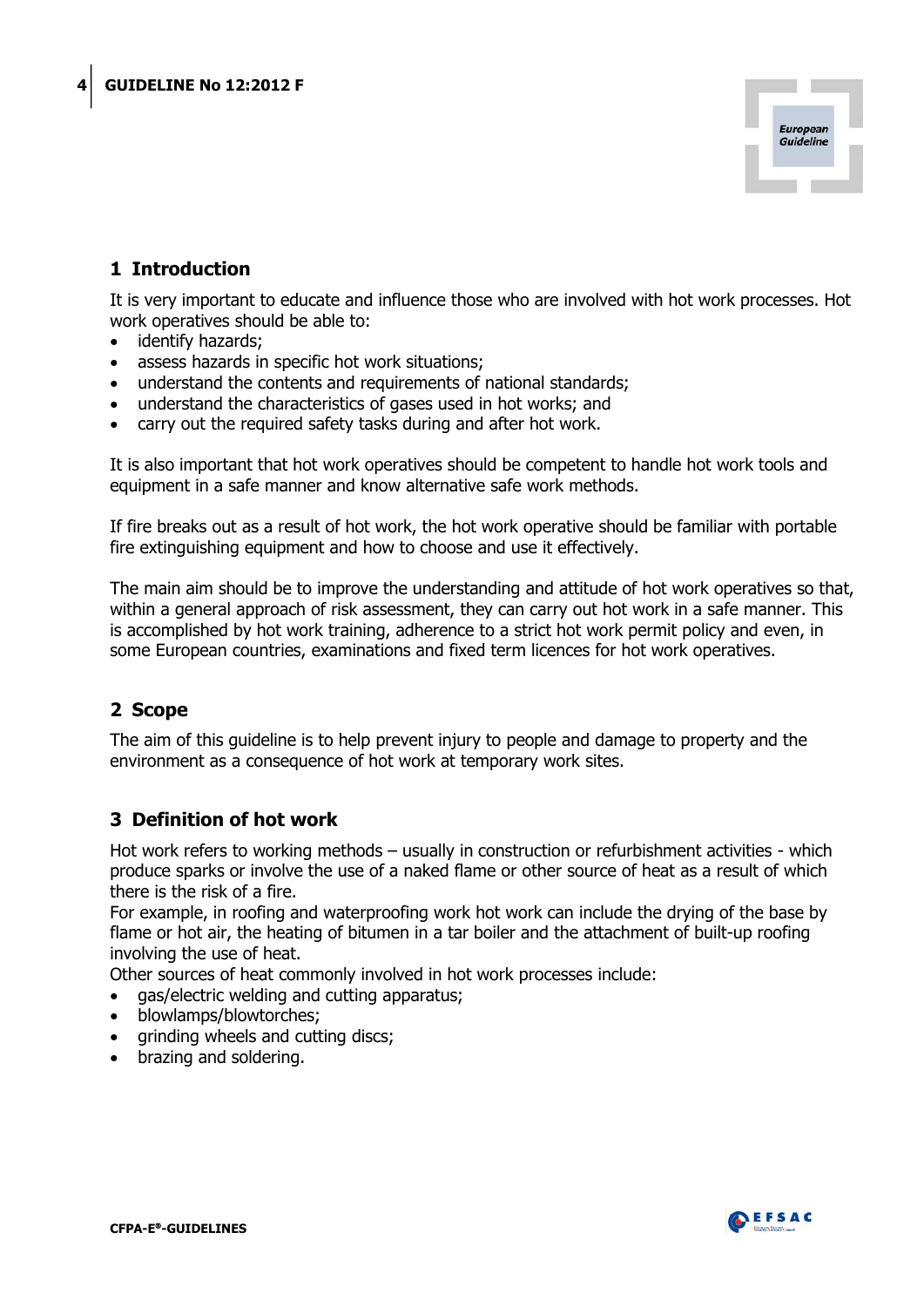## 1 Introduction

It is very important to educate and influence those who are involved with hot work processes. Hot work operatives should be able to:

- identify hazards;
- assess hazards in specific hot work situations;
- understand the contents and requirements of national standards;
- understand the characteristics of gases used in hot works; and
- carry out the required safety tasks during and after hot work.

It is also important that hot work operatives should be competent to handle hot work tools and equipment in a safe manner and know alternative safe work methods.

If fire breaks out as a result of hot work, the hot work operative should be familiar with portable fire extinguishing equipment and how to choose and use it effectively.

The main aim should be to improve the understanding and attitude of hot work operatives so that, within a general approach of risk assessment, they can carry out hot work in a safe manner. This is accomplished by hot work training, adherence to a strict hot work permit policy and even, in some European countries, examinations and fixed term licences for hot work operatives.

## 2 Scope

The aim of this guideline is to help prevent injury to people and damage to property and the environment as a consequence of hot work at temporary work sites.

## 3 Definition of hot work

Hot work refers to working methods – usually in construction or refurbishment activities - which produce sparks or involve the use of a naked flame or other source of heat as a result of which there is the risk of a fire.

For example, in roofing and waterproofing work hot work can include the drying of the base by flame or hot air, the heating of bitumen in a tar boiler and the attachment of built-up roofing involving the use of heat.

Other sources of heat commonly involved in hot work processes include:

- gas/electric welding and cutting apparatus;
- blowlamps/blowtorches;
- grinding wheels and cutting discs;
- brazing and soldering.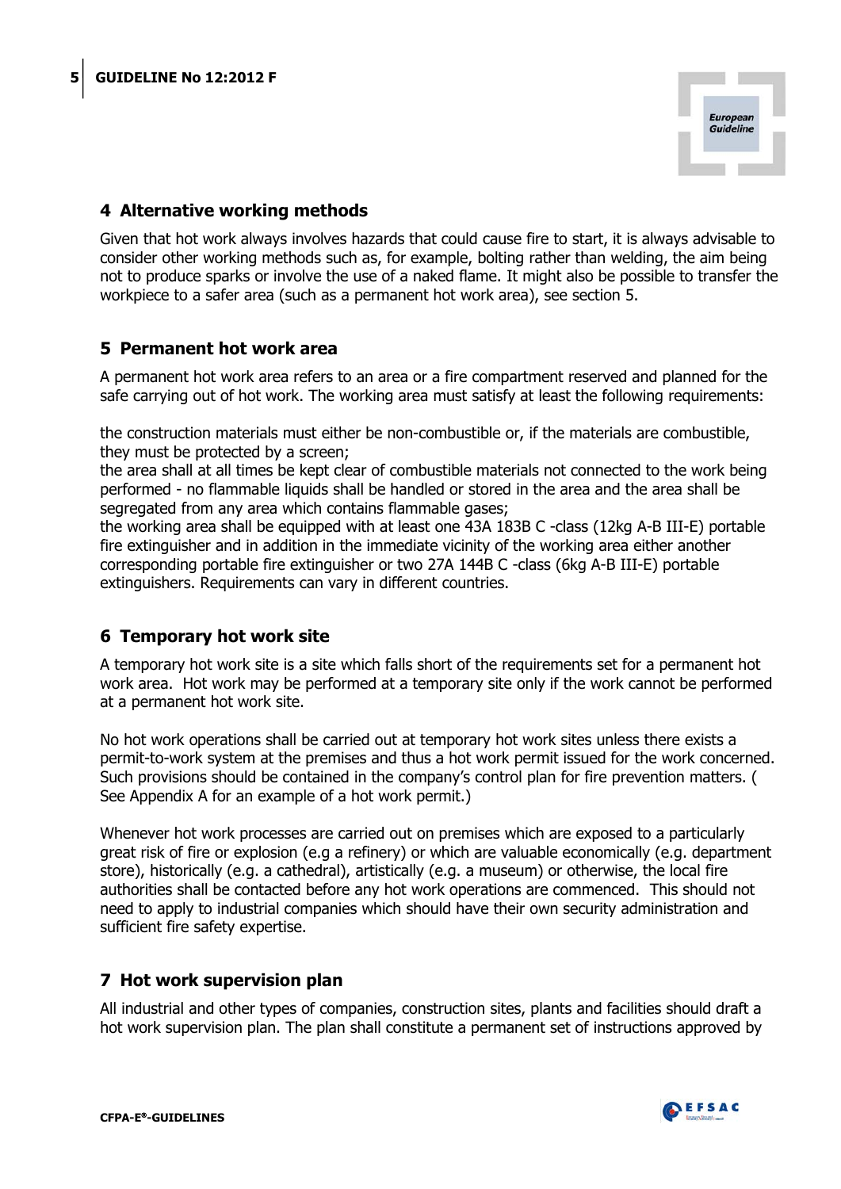## 4 Alternative working methods

Given that hot work always involves hazards that could cause fire to start, it is always advisable to consider other working methods such as, for example, bolting rather than welding, the aim being not to produce sparks or involve the use of a naked flame. It might also be possible to transfer the workpiece to a safer area (such as a permanent hot work area), see section 5.

## 5 Permanent hot work area

A permanent hot work area refers to an area or a fire compartment reserved and planned for the safe carrying out of hot work. The working area must satisfy at least the following requirements:

the construction materials must either be non-combustible or, if the materials are combustible, they must be protected by a screen;

the area shall at all times be kept clear of combustible materials not connected to the work being performed - no flammable liquids shall be handled or stored in the area and the area shall be segregated from any area which contains flammable gases;

the working area shall be equipped with at least one 43A 183B C -class (12kg A-B III-E) portable fire extinguisher and in addition in the immediate vicinity of the working area either another corresponding portable fire extinguisher or two 27A 144B C -class (6kg A-B III-E) portable extinguishers. Requirements can vary in different countries.

## 6 Temporary hot work site

A temporary hot work site is a site which falls short of the requirements set for a permanent hot work area. Hot work may be performed at a temporary site only if the work cannot be performed at a permanent hot work site.

No hot work operations shall be carried out at temporary hot work sites unless there exists a permit-to-work system at the premises and thus a hot work permit issued for the work concerned. Such provisions should be contained in the company's control plan for fire prevention matters. ( See Appendix A for an example of a hot work permit.)

Whenever hot work processes are carried out on premises which are exposed to a particularly great risk of fire or explosion (e.g a refinery) or which are valuable economically (e.g. department store), historically (e.g. a cathedral), artistically (e.g. a museum) or otherwise, the local fire authorities shall be contacted before any hot work operations are commenced. This should not need to apply to industrial companies which should have their own security administration and sufficient fire safety expertise.

## 7 Hot work supervision plan

All industrial and other types of companies, construction sites, plants and facilities should draft a hot work supervision plan. The plan shall constitute a permanent set of instructions approved by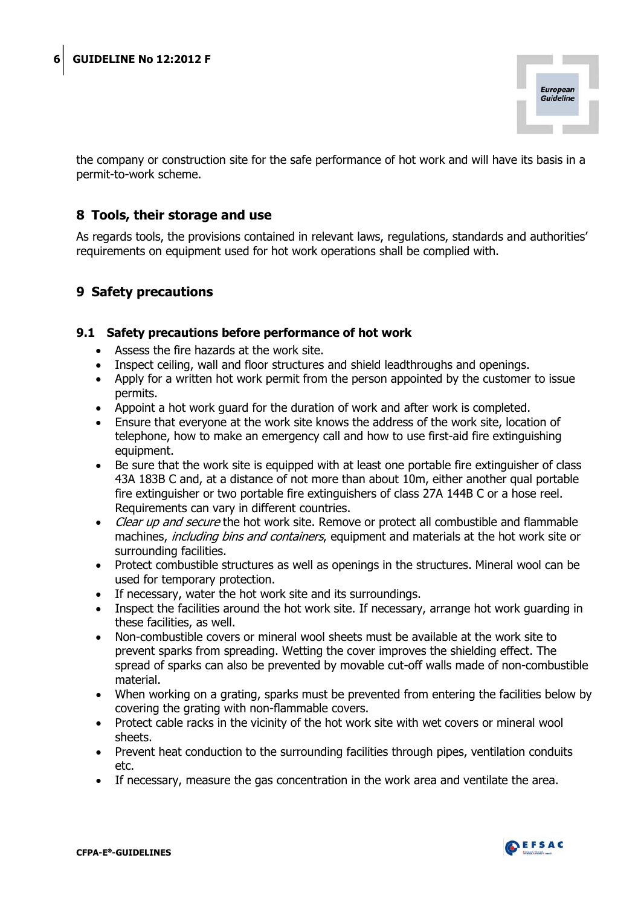the company or construction site for the safe performance of hot work and will have its basis in a permit-to-work scheme.

## 8 Tools, their storage and use

As regards tools, the provisions contained in relevant laws, regulations, standards and authorities' requirements on equipment used for hot work operations shall be complied with.

## 9 Safety precautions

### 9.1 Safety precautions before performance of hot work

- Assess the fire hazards at the work site.
- Inspect ceiling, wall and floor structures and shield leadthroughs and openings.
- Apply for a written hot work permit from the person appointed by the customer to issue permits.
- Appoint a hot work guard for the duration of work and after work is completed.
- Ensure that everyone at the work site knows the address of the work site, location of telephone, how to make an emergency call and how to use first-aid fire extinguishing equipment.
- Be sure that the work site is equipped with at least one portable fire extinguisher of class 43A 183B C and, at a distance of not more than about 10m, either another qual portable fire extinguisher or two portable fire extinguishers of class 27A 144B C or a hose reel. Requirements can vary in different countries.
- *Clear up and secure* the hot work site. Remove or protect all combustible and flammable machines, *including bins and containers*, equipment and materials at the hot work site or surrounding facilities.
- Protect combustible structures as well as openings in the structures. Mineral wool can be used for temporary protection.
- If necessary, water the hot work site and its surroundings.
- Inspect the facilities around the hot work site. If necessary, arrange hot work guarding in these facilities, as well.
- Non-combustible covers or mineral wool sheets must be available at the work site to prevent sparks from spreading. Wetting the cover improves the shielding effect. The spread of sparks can also be prevented by movable cut-off walls made of non-combustible material.
- When working on a grating, sparks must be prevented from entering the facilities below by covering the grating with non-flammable covers.
- Protect cable racks in the vicinity of the hot work site with wet covers or mineral wool sheets.
- Prevent heat conduction to the surrounding facilities through pipes, ventilation conduits etc.
- If necessary, measure the gas concentration in the work area and ventilate the area.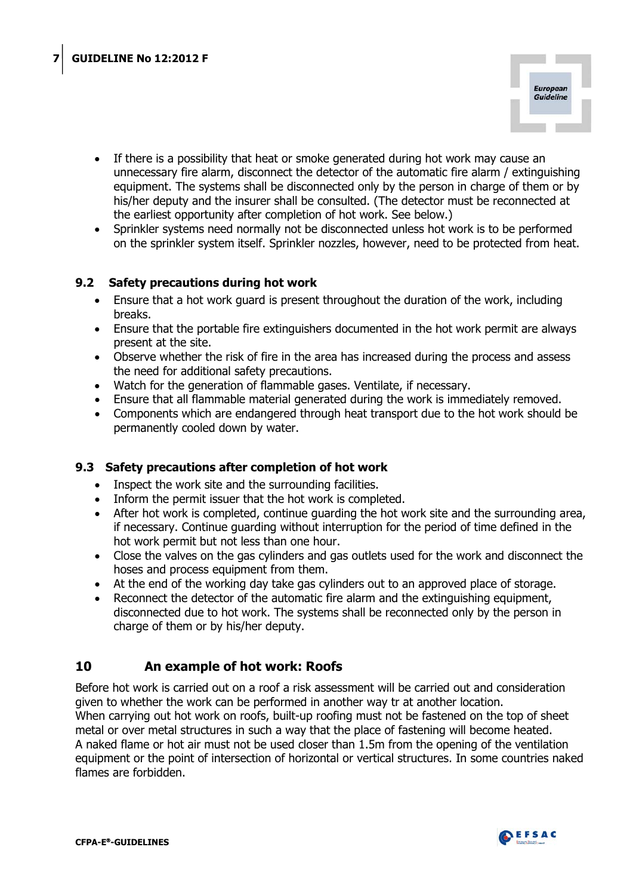- If there is a possibility that heat or smoke generated during hot work may cause an unnecessary fire alarm, disconnect the detector of the automatic fire alarm / extinguishing equipment. The systems shall be disconnected only by the person in charge of them or by his/her deputy and the insurer shall be consulted. (The detector must be reconnected at the earliest opportunity after completion of hot work. See below.)
- Sprinkler systems need normally not be disconnected unless hot work is to be performed on the sprinkler system itself. Sprinkler nozzles, however, need to be protected from heat.

### 9.2 Safety precautions during hot work

- Ensure that a hot work guard is present throughout the duration of the work, including breaks.
- Ensure that the portable fire extinguishers documented in the hot work permit are always present at the site.
- Observe whether the risk of fire in the area has increased during the process and assess the need for additional safety precautions.
- Watch for the generation of flammable gases. Ventilate, if necessary.
- Ensure that all flammable material generated during the work is immediately removed.
- Components which are endangered through heat transport due to the hot work should be permanently cooled down by water.

### 9.3 Safety precautions after completion of hot work

- Inspect the work site and the surrounding facilities.
- Inform the permit issuer that the hot work is completed.
- After hot work is completed, continue guarding the hot work site and the surrounding area, if necessary. Continue guarding without interruption for the period of time defined in the hot work permit but not less than one hour.
- Close the valves on the gas cylinders and gas outlets used for the work and disconnect the hoses and process equipment from them.
- At the end of the working day take gas cylinders out to an approved place of storage.
- Reconnect the detector of the automatic fire alarm and the extinguishing equipment, disconnected due to hot work. The systems shall be reconnected only by the person in charge of them or by his/her deputy.

## 10 An example of hot work: Roofs

Before hot work is carried out on a roof a risk assessment will be carried out and consideration given to whether the work can be performed in another way tr at another location.
When carrying out hot work on roofs, built-up roofing must not be fastened on the top of sheet metal or over metal structures in such a way that the place of fastening will become heated.
A naked flame or hot air must not be used closer than 1.5m from the opening of the ventilation equipment or the point of intersection of horizontal or vertical structures. In some countries naked flames are forbidden.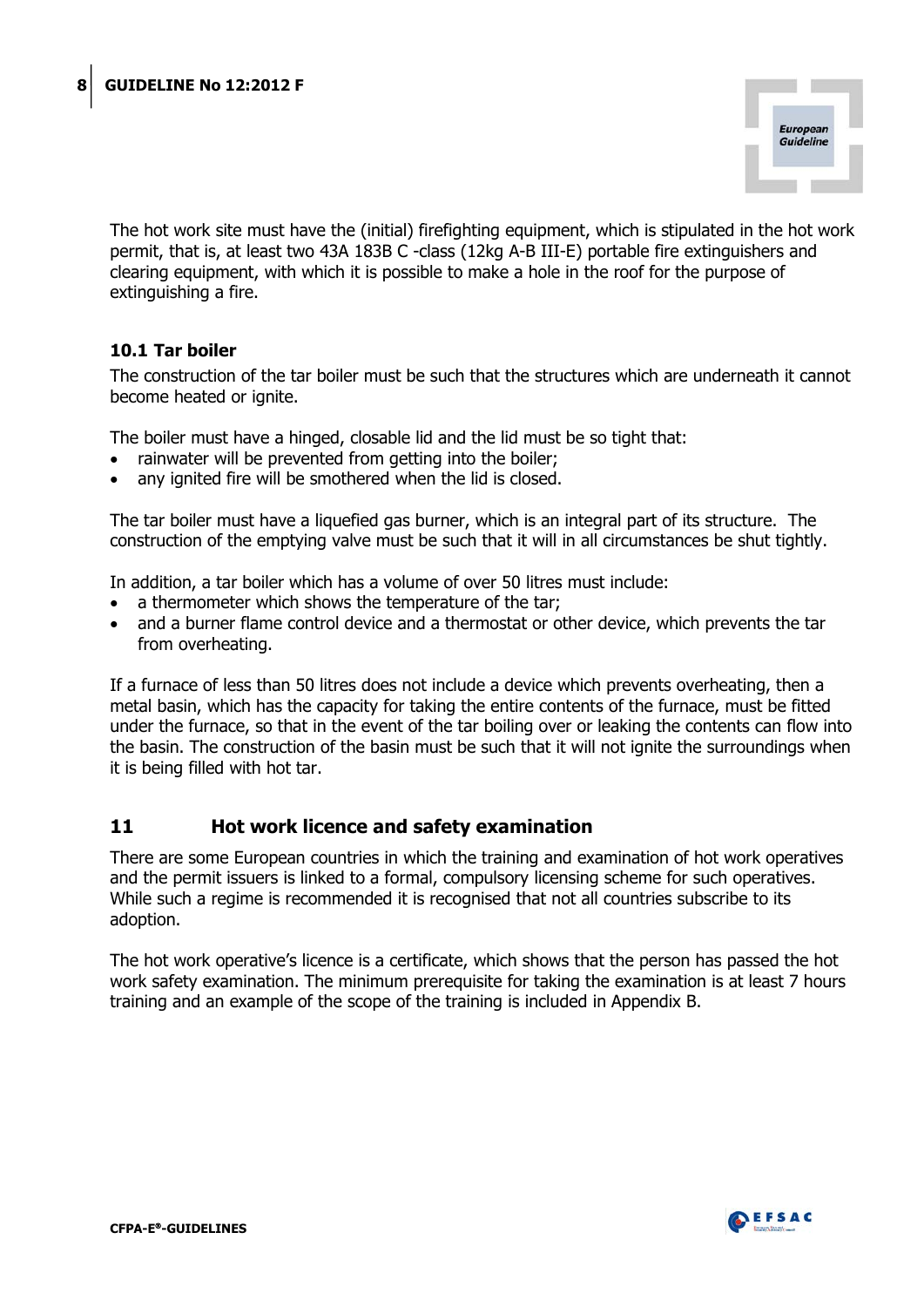The hot work site must have the (initial) firefighting equipment, which is stipulated in the hot work permit, that is, at least two 43A 183B C -class (12kg A-B III-E) portable fire extinguishers and clearing equipment, with which it is possible to make a hole in the roof for the purpose of extinguishing a fire.

### 10.1 Tar boiler

The construction of the tar boiler must be such that the structures which are underneath it cannot become heated or ignite.

The boiler must have a hinged, closable lid and the lid must be so tight that:

- rainwater will be prevented from getting into the boiler;
- any ignited fire will be smothered when the lid is closed.

The tar boiler must have a liquefied gas burner, which is an integral part of its structure. The construction of the emptying valve must be such that it will in all circumstances be shut tightly.

In addition, a tar boiler which has a volume of over 50 litres must include:

- a thermometer which shows the temperature of the tar;
- and a burner flame control device and a thermostat or other device, which prevents the tar from overheating.

If a furnace of less than 50 litres does not include a device which prevents overheating, then a metal basin, which has the capacity for taking the entire contents of the furnace, must be fitted under the furnace, so that in the event of the tar boiling over or leaking the contents can flow into the basin. The construction of the basin must be such that it will not ignite the surroundings when it is being filled with hot tar.

## 11 Hot work licence and safety examination

There are some European countries in which the training and examination of hot work operatives and the permit issuers is linked to a formal, compulsory licensing scheme for such operatives. While such a regime is recommended it is recognised that not all countries subscribe to its adoption.

The hot work operative's licence is a certificate, which shows that the person has passed the hot work safety examination. The minimum prerequisite for taking the examination is at least 7 hours training and an example of the scope of the training is included in Appendix B.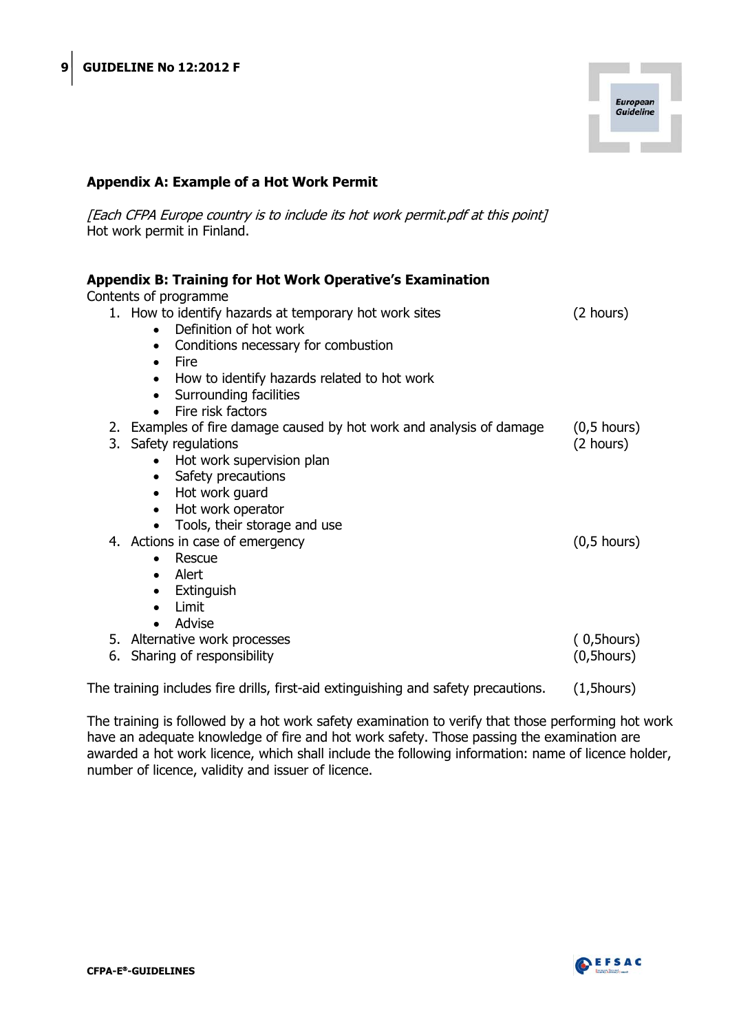## Appendix A: Example of a Hot Work Permit

*[Each CFPA Europe country is to include its hot work permit.pdf at this point]*
Hot work permit in Finland.

## Appendix B: Training for Hot Work Operative's Examination

Contents of programme

1. How to identify hazards at temporary hot work sites (2 hours)
   - Definition of hot work
   - Conditions necessary for combustion
   - Fire
   - How to identify hazards related to hot work
   - Surrounding facilities
   - Fire risk factors
2. Examples of fire damage caused by hot work and analysis of damage (0,5 hours)
3. Safety regulations (2 hours)
   - Hot work supervision plan
   - Safety precautions
   - Hot work guard
   - Hot work operator
   - Tools, their storage and use
4. Actions in case of emergency (0,5 hours)
   - Rescue
   - Alert
   - Extinguish
   - Limit
   - Advise
5. Alternative work processes ( 0,5hours)
6. Sharing of responsibility (0,5hours)

The training includes fire drills, first-aid extinguishing and safety precautions. (1,5hours)

The training is followed by a hot work safety examination to verify that those performing hot work have an adequate knowledge of fire and hot work safety. Those passing the examination are awarded a hot work licence, which shall include the following information: name of licence holder, number of licence, validity and issuer of licence.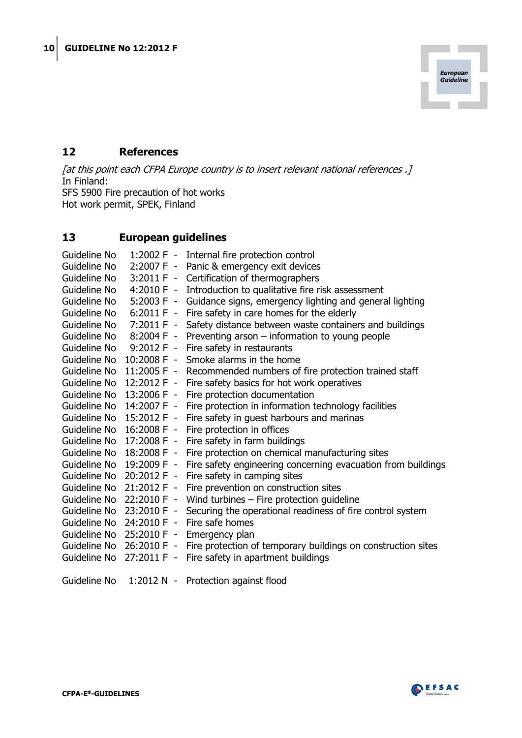## 12 References

*[at this point each CFPA Europe country is to insert relevant national references .]*
In Finland:
SFS 5900 Fire precaution of hot works
Hot work permit, SPEK, Finland

## 13 European guidelines

Guideline No 1:2002 F - Internal fire protection control
Guideline No 2:2007 F - Panic & emergency exit devices
Guideline No 3:2011 F - Certification of thermographers
Guideline No 4:2010 F - Introduction to qualitative fire risk assessment
Guideline No 5:2003 F - Guidance signs, emergency lighting and general lighting
Guideline No 6:2011 F - Fire safety in care homes for the elderly
Guideline No 7:2011 F - Safety distance between waste containers and buildings
Guideline No 8:2004 F - Preventing arson – information to young people
Guideline No 9:2012 F - Fire safety in restaurants
Guideline No 10:2008 F - Smoke alarms in the home
Guideline No 11:2005 F - Recommended numbers of fire protection trained staff
Guideline No 12:2012 F - Fire safety basics for hot work operatives
Guideline No 13:2006 F - Fire protection documentation
Guideline No 14:2007 F - Fire protection in information technology facilities
Guideline No 15:2012 F - Fire safety in guest harbours and marinas
Guideline No 16:2008 F - Fire protection in offices
Guideline No 17:2008 F - Fire safety in farm buildings
Guideline No 18:2008 F - Fire protection on chemical manufacturing sites
Guideline No 19:2009 F - Fire safety engineering concerning evacuation from buildings
Guideline No 20:2012 F - Fire safety in camping sites
Guideline No 21:2012 F - Fire prevention on construction sites
Guideline No 22:2010 F - Wind turbines – Fire protection guideline
Guideline No 23:2010 F - Securing the operational readiness of fire control system
Guideline No 24:2010 F - Fire safe homes
Guideline No 25:2010 F - Emergency plan
Guideline No 26:2010 F - Fire protection of temporary buildings on construction sites
Guideline No 27:2011 F - Fire safety in apartment buildings

Guideline No 1:2012 N - Protection against flood